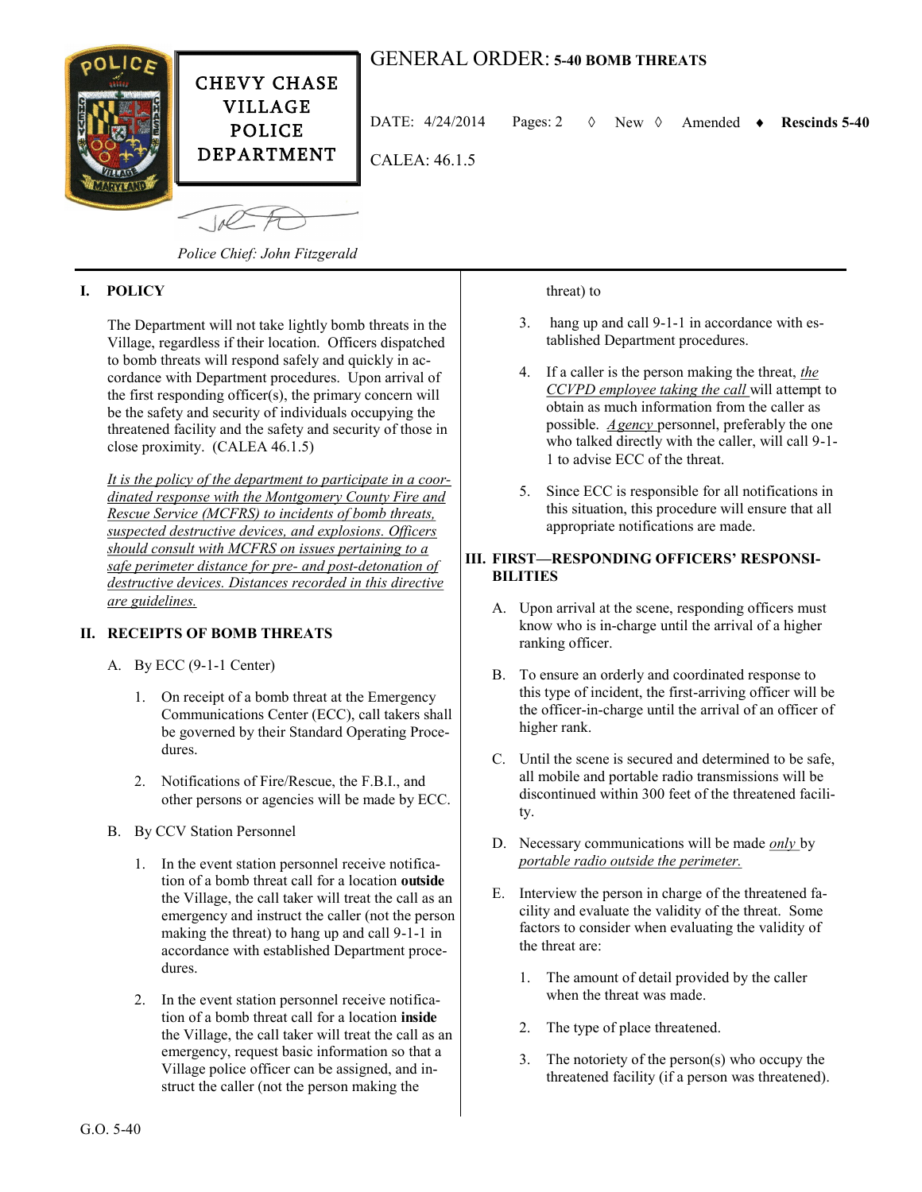CHEVY CHASE VILLAGE POLICE DEPARTMENT

# GENERAL ORDER: 5-40 BOMB THREATS

DATE: 4/24/2014 Pages: 2 ◊ New ◊ Amended ♦ **Rescinds 5-40**

CALEA: 46.1.5

*Police Chief: John Fitzgerald*

## I. POLICY

The Department will not take lightly bomb threats in the Village, regardless if their location. Officers dispatched to bomb threats will respond safely and quickly in accordance with Department procedures. Upon arrival of the first responding officer(s), the primary concern will be the safety and security of individuals occupying the threatened facility and the safety and security of those in close proximity. (CALEA 46.1.5)

*It is the policy of the department to participate in a coordinated response with the Montgomery County Fire and Rescue Service (MCFRS) to incidents of bomb threats, suspected destructive devices, and explosions. Officers should consult with MCFRS on issues pertaining to a safe perimeter distance for pre- and post-detonation of destructive devices. Distances recorded in this directive are guidelines.*

## II. RECEIPTS OF BOMB THREATS

A. By ECC (9-1-1 Center)

1. On receipt of a bomb threat at the Emergency Communications Center (ECC), call takers shall be governed by their Standard Operating Procedures.

2. Notifications of Fire/Rescue, the F.B.I., and other persons or agencies will be made by ECC.

B. By CCV Station Personnel

1. In the event station personnel receive notification of a bomb threat call for a location **outside** the Village, the call taker will treat the call as an emergency and instruct the caller (not the person making the threat) to hang up and call 9-1-1 in accordance with established Department procedures.

2. In the event station personnel receive notification of a bomb threat call for a location **inside** the Village, the call taker will treat the call as an emergency, request basic information so that a Village police officer can be assigned, and instruct the caller (not the person making the threat) to

3. hang up and call 9-1-1 in accordance with established Department procedures.

4. If a caller is the person making the threat, *the CCVPD employee taking the call* will attempt to obtain as much information from the caller as possible. *Agency* personnel, preferably the one who talked directly with the caller, will call 9-1-1 to advise ECC of the threat.

5. Since ECC is responsible for all notifications in this situation, this procedure will ensure that all appropriate notifications are made.

## III. FIRST—RESPONDING OFFICERS' RESPONSIBILITIES

A. Upon arrival at the scene, responding officers must know who is in-charge until the arrival of a higher ranking officer.

B. To ensure an orderly and coordinated response to this type of incident, the first-arriving officer will be the officer-in-charge until the arrival of an officer of higher rank.

C. Until the scene is secured and determined to be safe, all mobile and portable radio transmissions will be discontinued within 300 feet of the threatened facility.

D. Necessary communications will be made *only* by *portable radio outside the perimeter.*

E. Interview the person in charge of the threatened facility and evaluate the validity of the threat. Some factors to consider when evaluating the validity of the threat are:

1. The amount of detail provided by the caller when the threat was made.

2. The type of place threatened.

3. The notoriety of the person(s) who occupy the threatened facility (if a person was threatened).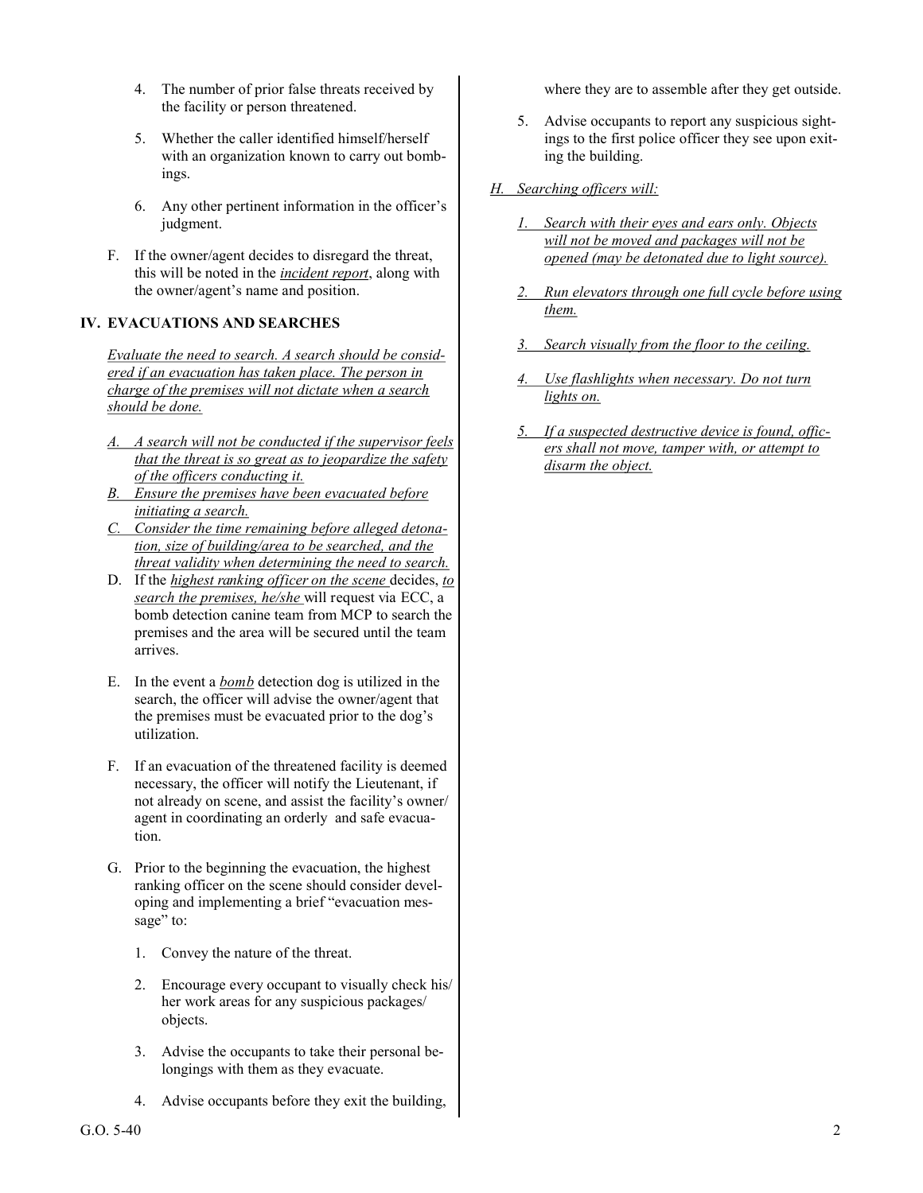4. The number of prior false threats received by the facility or person threatened.

5. Whether the caller identified himself/herself with an organization known to carry out bombings.

6. Any other pertinent information in the officer's judgment.

F. If the owner/agent decides to disregard the threat, this will be noted in the *incident report*, along with the owner/agent's name and position.

## IV. EVACUATIONS AND SEARCHES

*Evaluate the need to search. A search should be considered if an evacuation has taken place. The person in charge of the premises will not dictate when a search should be done.*

*A. A search will not be conducted if the supervisor feels that the threat is so great as to jeopardize the safety of the officers conducting it.*

*B. Ensure the premises have been evacuated before initiating a search.*

*C. Consider the time remaining before alleged detonation, size of building/area to be searched, and the threat validity when determining the need to search.*

D. If the *highest ranking officer on the scene* decides, *to search the premises, he/she* will request via ECC, a bomb detection canine team from MCP to search the premises and the area will be secured until the team arrives.

E. In the event a *bomb* detection dog is utilized in the search, the officer will advise the owner/agent that the premises must be evacuated prior to the dog's utilization.

F. If an evacuation of the threatened facility is deemed necessary, the officer will notify the Lieutenant, if not already on scene, and assist the facility's owner/agent in coordinating an orderly and safe evacuation.

G. Prior to the beginning the evacuation, the highest ranking officer on the scene should consider developing and implementing a brief "evacuation message" to:

1. Convey the nature of the threat.

2. Encourage every occupant to visually check his/her work areas for any suspicious packages/objects.

3. Advise the occupants to take their personal belongings with them as they evacuate.

4. Advise occupants before they exit the building, where they are to assemble after they get outside.

5. Advise occupants to report any suspicious sightings to the first police officer they see upon exiting the building.

*H. Searching officers will:*

*1. Search with their eyes and ears only. Objects will not be moved and packages will not be opened (may be detonated due to light source).*

*2. Run elevators through one full cycle before using them.*

*3. Search visually from the floor to the ceiling.*

*4. Use flashlights when necessary. Do not turn lights on.*

*5. If a suspected destructive device is found, officers shall not move, tamper with, or attempt to disarm the object.*